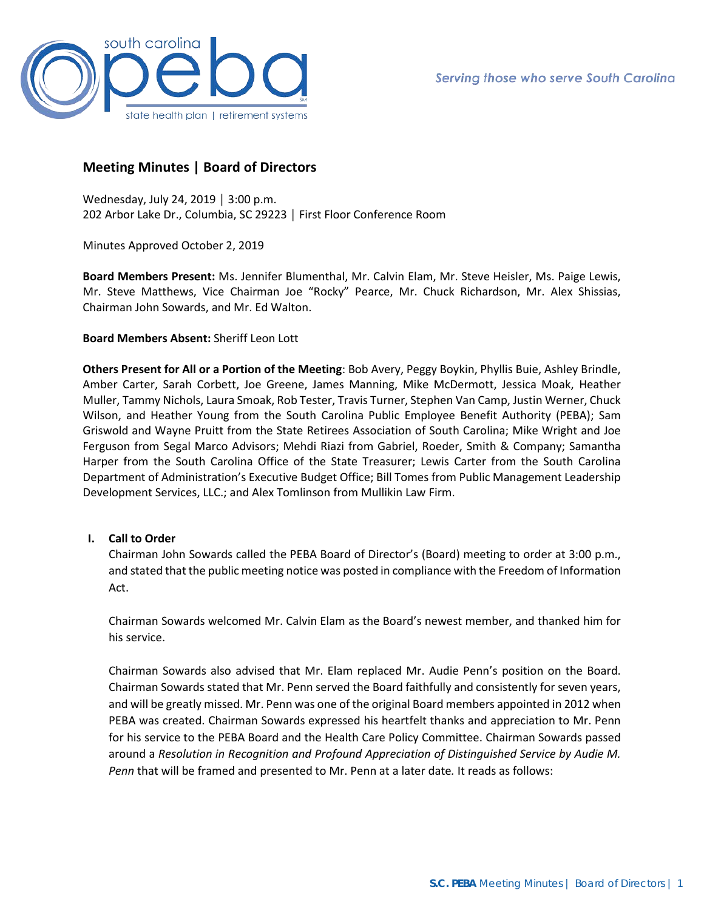# Meeting Minutes | Board of Directors

Wednesday, July 24, 2019 | 3:00 p.m.
202 Arbor Lake Dr., Columbia, SC 29223 | First Floor Conference Room

Minutes Approved October 2, 2019

**Board Members Present:** Ms. Jennifer Blumenthal, Mr. Calvin Elam, Mr. Steve Heisler, Ms. Paige Lewis, Mr. Steve Matthews, Vice Chairman Joe "Rocky" Pearce, Mr. Chuck Richardson, Mr. Alex Shissias, Chairman John Sowards, and Mr. Ed Walton.

**Board Members Absent:** Sheriff Leon Lott

**Others Present for All or a Portion of the Meeting**: Bob Avery, Peggy Boykin, Phyllis Buie, Ashley Brindle, Amber Carter, Sarah Corbett, Joe Greene, James Manning, Mike McDermott, Jessica Moak, Heather Muller, Tammy Nichols, Laura Smoak, Rob Tester, Travis Turner, Stephen Van Camp, Justin Werner, Chuck Wilson, and Heather Young from the South Carolina Public Employee Benefit Authority (PEBA); Sam Griswold and Wayne Pruitt from the State Retirees Association of South Carolina; Mike Wright and Joe Ferguson from Segal Marco Advisors; Mehdi Riazi from Gabriel, Roeder, Smith & Company; Samantha Harper from the South Carolina Office of the State Treasurer; Lewis Carter from the South Carolina Department of Administration's Executive Budget Office; Bill Tomes from Public Management Leadership Development Services, LLC.; and Alex Tomlinson from Mullikin Law Firm.

## I. Call to Order

Chairman John Sowards called the PEBA Board of Director's (Board) meeting to order at 3:00 p.m., and stated that the public meeting notice was posted in compliance with the Freedom of Information Act.

Chairman Sowards welcomed Mr. Calvin Elam as the Board's newest member, and thanked him for his service.

Chairman Sowards also advised that Mr. Elam replaced Mr. Audie Penn's position on the Board. Chairman Sowards stated that Mr. Penn served the Board faithfully and consistently for seven years, and will be greatly missed. Mr. Penn was one of the original Board members appointed in 2012 when PEBA was created. Chairman Sowards expressed his heartfelt thanks and appreciation to Mr. Penn for his service to the PEBA Board and the Health Care Policy Committee. Chairman Sowards passed around a *Resolution in Recognition and Profound Appreciation of Distinguished Service by Audie M. Penn* that will be framed and presented to Mr. Penn at a later date. It reads as follows: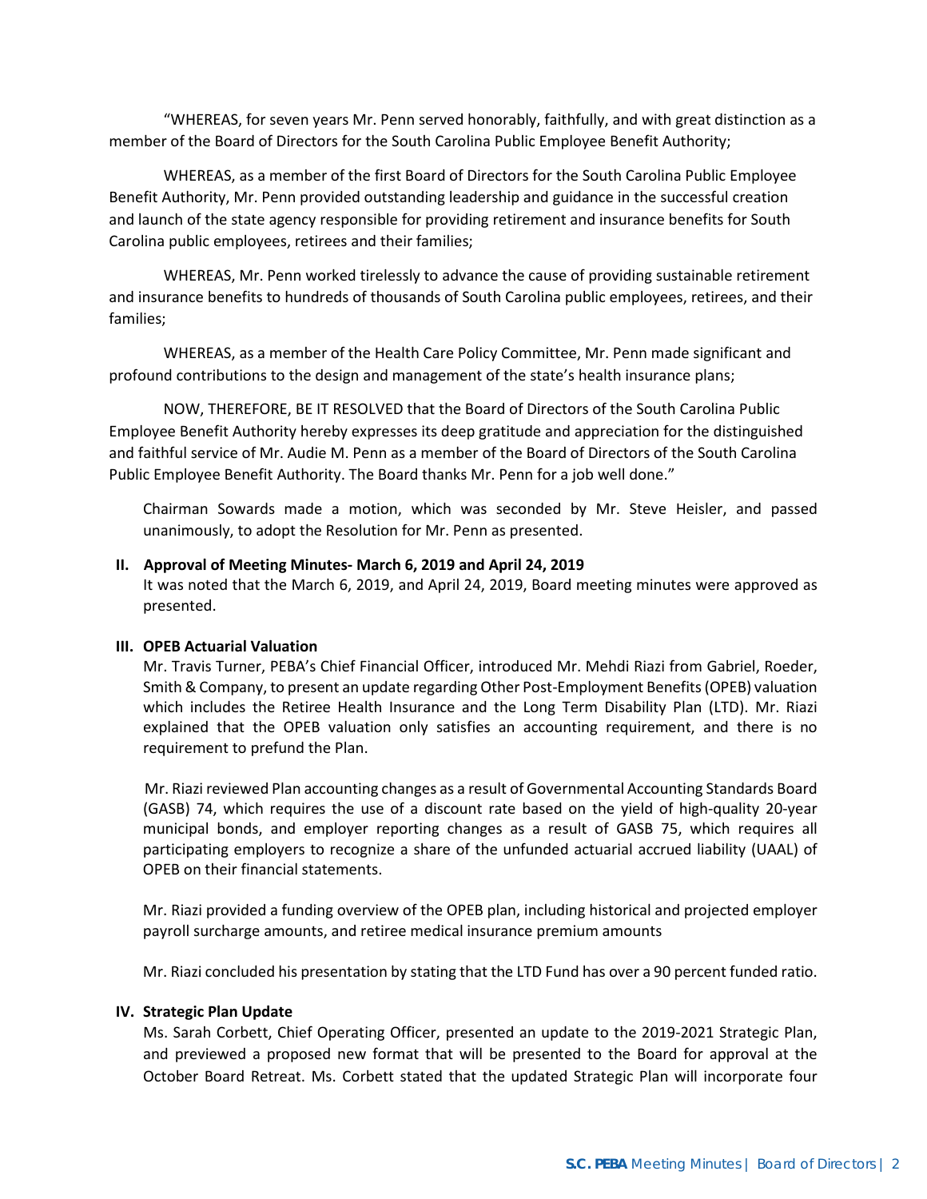"WHEREAS, for seven years Mr. Penn served honorably, faithfully, and with great distinction as a member of the Board of Directors for the South Carolina Public Employee Benefit Authority;

WHEREAS, as a member of the first Board of Directors for the South Carolina Public Employee Benefit Authority, Mr. Penn provided outstanding leadership and guidance in the successful creation and launch of the state agency responsible for providing retirement and insurance benefits for South Carolina public employees, retirees and their families;

WHEREAS, Mr. Penn worked tirelessly to advance the cause of providing sustainable retirement and insurance benefits to hundreds of thousands of South Carolina public employees, retirees, and their families;

WHEREAS, as a member of the Health Care Policy Committee, Mr. Penn made significant and profound contributions to the design and management of the state's health insurance plans;

NOW, THEREFORE, BE IT RESOLVED that the Board of Directors of the South Carolina Public Employee Benefit Authority hereby expresses its deep gratitude and appreciation for the distinguished and faithful service of Mr. Audie M. Penn as a member of the Board of Directors of the South Carolina Public Employee Benefit Authority. The Board thanks Mr. Penn for a job well done."

Chairman Sowards made a motion, which was seconded by Mr. Steve Heisler, and passed unanimously, to adopt the Resolution for Mr. Penn as presented.

## II. Approval of Meeting Minutes- March 6, 2019 and April 24, 2019

It was noted that the March 6, 2019, and April 24, 2019, Board meeting minutes were approved as presented.

## III. OPEB Actuarial Valuation

Mr. Travis Turner, PEBA's Chief Financial Officer, introduced Mr. Mehdi Riazi from Gabriel, Roeder, Smith & Company, to present an update regarding Other Post-Employment Benefits (OPEB) valuation which includes the Retiree Health Insurance and the Long Term Disability Plan (LTD). Mr. Riazi explained that the OPEB valuation only satisfies an accounting requirement, and there is no requirement to prefund the Plan.

Mr. Riazi reviewed Plan accounting changes as a result of Governmental Accounting Standards Board (GASB) 74, which requires the use of a discount rate based on the yield of high-quality 20-year municipal bonds, and employer reporting changes as a result of GASB 75, which requires all participating employers to recognize a share of the unfunded actuarial accrued liability (UAAL) of OPEB on their financial statements.

Mr. Riazi provided a funding overview of the OPEB plan, including historical and projected employer payroll surcharge amounts, and retiree medical insurance premium amounts

Mr. Riazi concluded his presentation by stating that the LTD Fund has over a 90 percent funded ratio.

## IV. Strategic Plan Update

Ms. Sarah Corbett, Chief Operating Officer, presented an update to the 2019-2021 Strategic Plan, and previewed a proposed new format that will be presented to the Board for approval at the October Board Retreat. Ms. Corbett stated that the updated Strategic Plan will incorporate four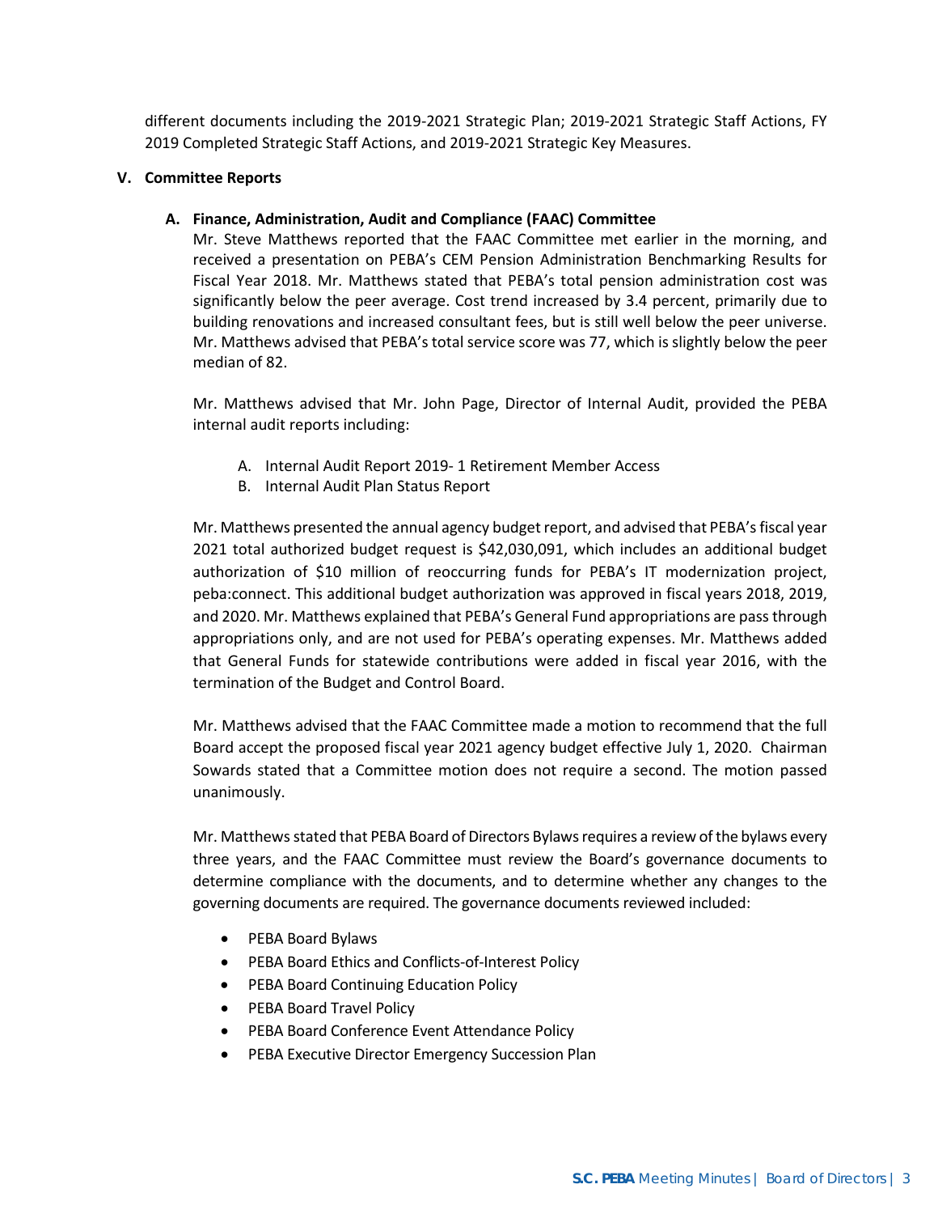different documents including the 2019-2021 Strategic Plan; 2019-2021 Strategic Staff Actions, FY 2019 Completed Strategic Staff Actions, and 2019-2021 Strategic Key Measures.

**V. Committee Reports**

**A. Finance, Administration, Audit and Compliance (FAAC) Committee**

Mr. Steve Matthews reported that the FAAC Committee met earlier in the morning, and received a presentation on PEBA's CEM Pension Administration Benchmarking Results for Fiscal Year 2018. Mr. Matthews stated that PEBA's total pension administration cost was significantly below the peer average. Cost trend increased by 3.4 percent, primarily due to building renovations and increased consultant fees, but is still well below the peer universe. Mr. Matthews advised that PEBA's total service score was 77, which is slightly below the peer median of 82.

Mr. Matthews advised that Mr. John Page, Director of Internal Audit, provided the PEBA internal audit reports including:

A. Internal Audit Report 2019- 1 Retirement Member Access
B. Internal Audit Plan Status Report

Mr. Matthews presented the annual agency budget report, and advised that PEBA's fiscal year 2021 total authorized budget request is $42,030,091, which includes an additional budget authorization of $10 million of reoccurring funds for PEBA's IT modernization project, peba:connect. This additional budget authorization was approved in fiscal years 2018, 2019, and 2020. Mr. Matthews explained that PEBA's General Fund appropriations are pass through appropriations only, and are not used for PEBA's operating expenses. Mr. Matthews added that General Funds for statewide contributions were added in fiscal year 2016, with the termination of the Budget and Control Board.

Mr. Matthews advised that the FAAC Committee made a motion to recommend that the full Board accept the proposed fiscal year 2021 agency budget effective July 1, 2020. Chairman Sowards stated that a Committee motion does not require a second. The motion passed unanimously.

Mr. Matthews stated that PEBA Board of Directors Bylaws requires a review of the bylaws every three years, and the FAAC Committee must review the Board's governance documents to determine compliance with the documents, and to determine whether any changes to the governing documents are required. The governance documents reviewed included:

- PEBA Board Bylaws
- PEBA Board Ethics and Conflicts-of-Interest Policy
- PEBA Board Continuing Education Policy
- PEBA Board Travel Policy
- PEBA Board Conference Event Attendance Policy
- PEBA Executive Director Emergency Succession Plan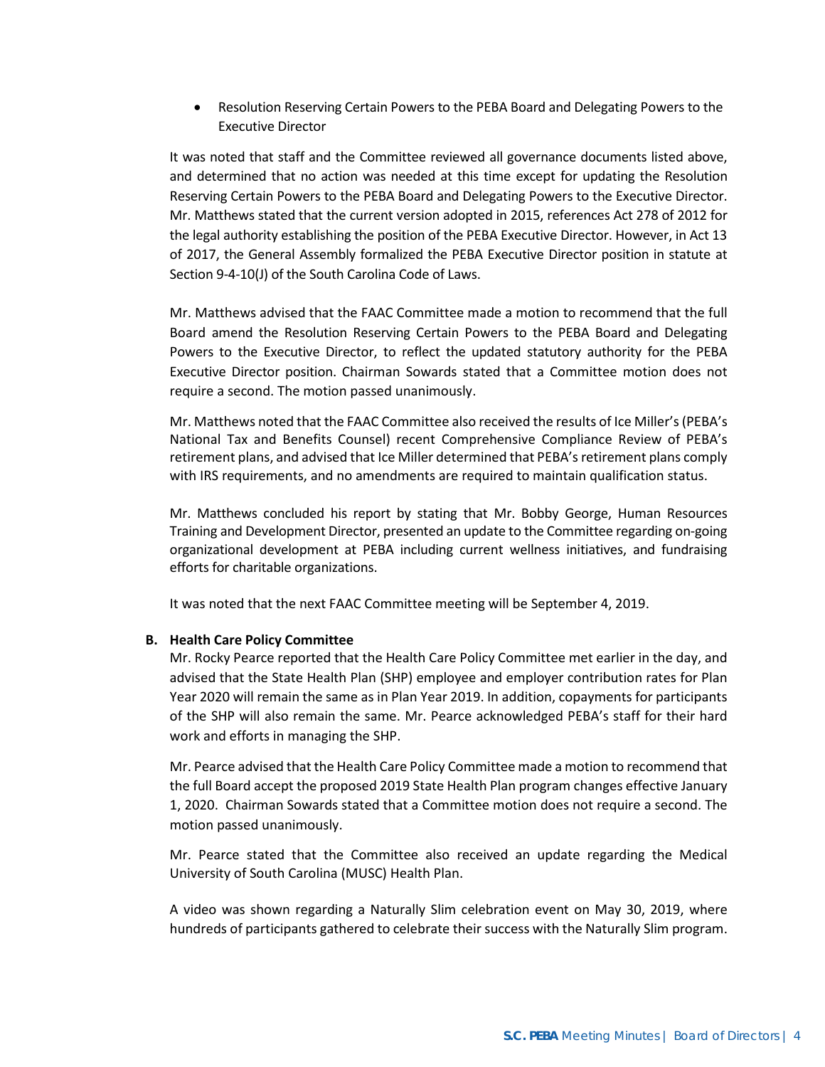- Resolution Reserving Certain Powers to the PEBA Board and Delegating Powers to the Executive Director

It was noted that staff and the Committee reviewed all governance documents listed above, and determined that no action was needed at this time except for updating the Resolution Reserving Certain Powers to the PEBA Board and Delegating Powers to the Executive Director. Mr. Matthews stated that the current version adopted in 2015, references Act 278 of 2012 for the legal authority establishing the position of the PEBA Executive Director. However, in Act 13 of 2017, the General Assembly formalized the PEBA Executive Director position in statute at Section 9-4-10(J) of the South Carolina Code of Laws.

Mr. Matthews advised that the FAAC Committee made a motion to recommend that the full Board amend the Resolution Reserving Certain Powers to the PEBA Board and Delegating Powers to the Executive Director, to reflect the updated statutory authority for the PEBA Executive Director position. Chairman Sowards stated that a Committee motion does not require a second. The motion passed unanimously.

Mr. Matthews noted that the FAAC Committee also received the results of Ice Miller's (PEBA's National Tax and Benefits Counsel) recent Comprehensive Compliance Review of PEBA's retirement plans, and advised that Ice Miller determined that PEBA's retirement plans comply with IRS requirements, and no amendments are required to maintain qualification status.

Mr. Matthews concluded his report by stating that Mr. Bobby George, Human Resources Training and Development Director, presented an update to the Committee regarding on-going organizational development at PEBA including current wellness initiatives, and fundraising efforts for charitable organizations.

It was noted that the next FAAC Committee meeting will be September 4, 2019.

**B. Health Care Policy Committee**

Mr. Rocky Pearce reported that the Health Care Policy Committee met earlier in the day, and advised that the State Health Plan (SHP) employee and employer contribution rates for Plan Year 2020 will remain the same as in Plan Year 2019. In addition, copayments for participants of the SHP will also remain the same. Mr. Pearce acknowledged PEBA's staff for their hard work and efforts in managing the SHP.

Mr. Pearce advised that the Health Care Policy Committee made a motion to recommend that the full Board accept the proposed 2019 State Health Plan program changes effective January 1, 2020. Chairman Sowards stated that a Committee motion does not require a second. The motion passed unanimously.

Mr. Pearce stated that the Committee also received an update regarding the Medical University of South Carolina (MUSC) Health Plan.

A video was shown regarding a Naturally Slim celebration event on May 30, 2019, where hundreds of participants gathered to celebrate their success with the Naturally Slim program.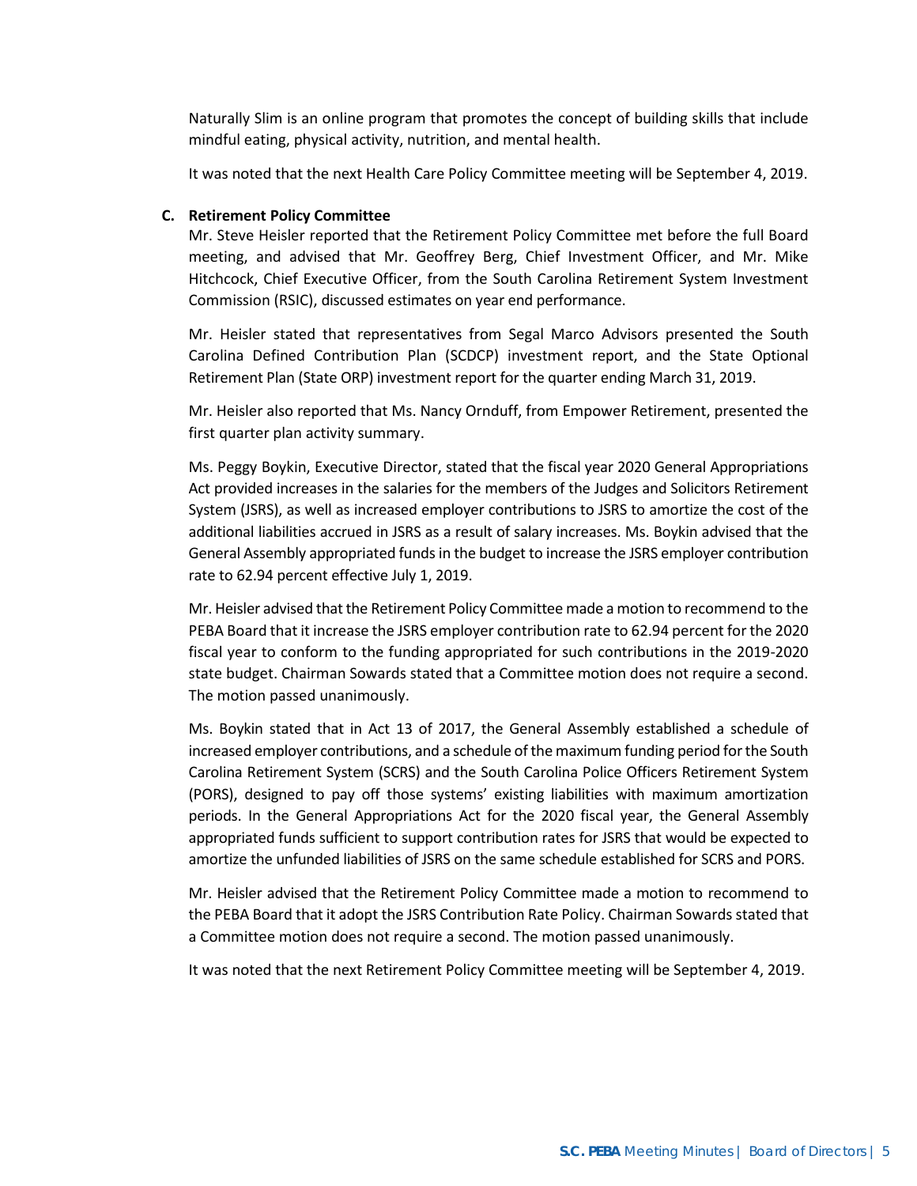Naturally Slim is an online program that promotes the concept of building skills that include mindful eating, physical activity, nutrition, and mental health.

It was noted that the next Health Care Policy Committee meeting will be September 4, 2019.

**C. Retirement Policy Committee**

Mr. Steve Heisler reported that the Retirement Policy Committee met before the full Board meeting, and advised that Mr. Geoffrey Berg, Chief Investment Officer, and Mr. Mike Hitchcock, Chief Executive Officer, from the South Carolina Retirement System Investment Commission (RSIC), discussed estimates on year end performance.

Mr. Heisler stated that representatives from Segal Marco Advisors presented the South Carolina Defined Contribution Plan (SCDCP) investment report, and the State Optional Retirement Plan (State ORP) investment report for the quarter ending March 31, 2019.

Mr. Heisler also reported that Ms. Nancy Ornduff, from Empower Retirement, presented the first quarter plan activity summary.

Ms. Peggy Boykin, Executive Director, stated that the fiscal year 2020 General Appropriations Act provided increases in the salaries for the members of the Judges and Solicitors Retirement System (JSRS), as well as increased employer contributions to JSRS to amortize the cost of the additional liabilities accrued in JSRS as a result of salary increases. Ms. Boykin advised that the General Assembly appropriated funds in the budget to increase the JSRS employer contribution rate to 62.94 percent effective July 1, 2019.

Mr. Heisler advised that the Retirement Policy Committee made a motion to recommend to the PEBA Board that it increase the JSRS employer contribution rate to 62.94 percent for the 2020 fiscal year to conform to the funding appropriated for such contributions in the 2019-2020 state budget. Chairman Sowards stated that a Committee motion does not require a second. The motion passed unanimously.

Ms. Boykin stated that in Act 13 of 2017, the General Assembly established a schedule of increased employer contributions, and a schedule of the maximum funding period for the South Carolina Retirement System (SCRS) and the South Carolina Police Officers Retirement System (PORS), designed to pay off those systems' existing liabilities with maximum amortization periods. In the General Appropriations Act for the 2020 fiscal year, the General Assembly appropriated funds sufficient to support contribution rates for JSRS that would be expected to amortize the unfunded liabilities of JSRS on the same schedule established for SCRS and PORS.

Mr. Heisler advised that the Retirement Policy Committee made a motion to recommend to the PEBA Board that it adopt the JSRS Contribution Rate Policy. Chairman Sowards stated that a Committee motion does not require a second. The motion passed unanimously.

It was noted that the next Retirement Policy Committee meeting will be September 4, 2019.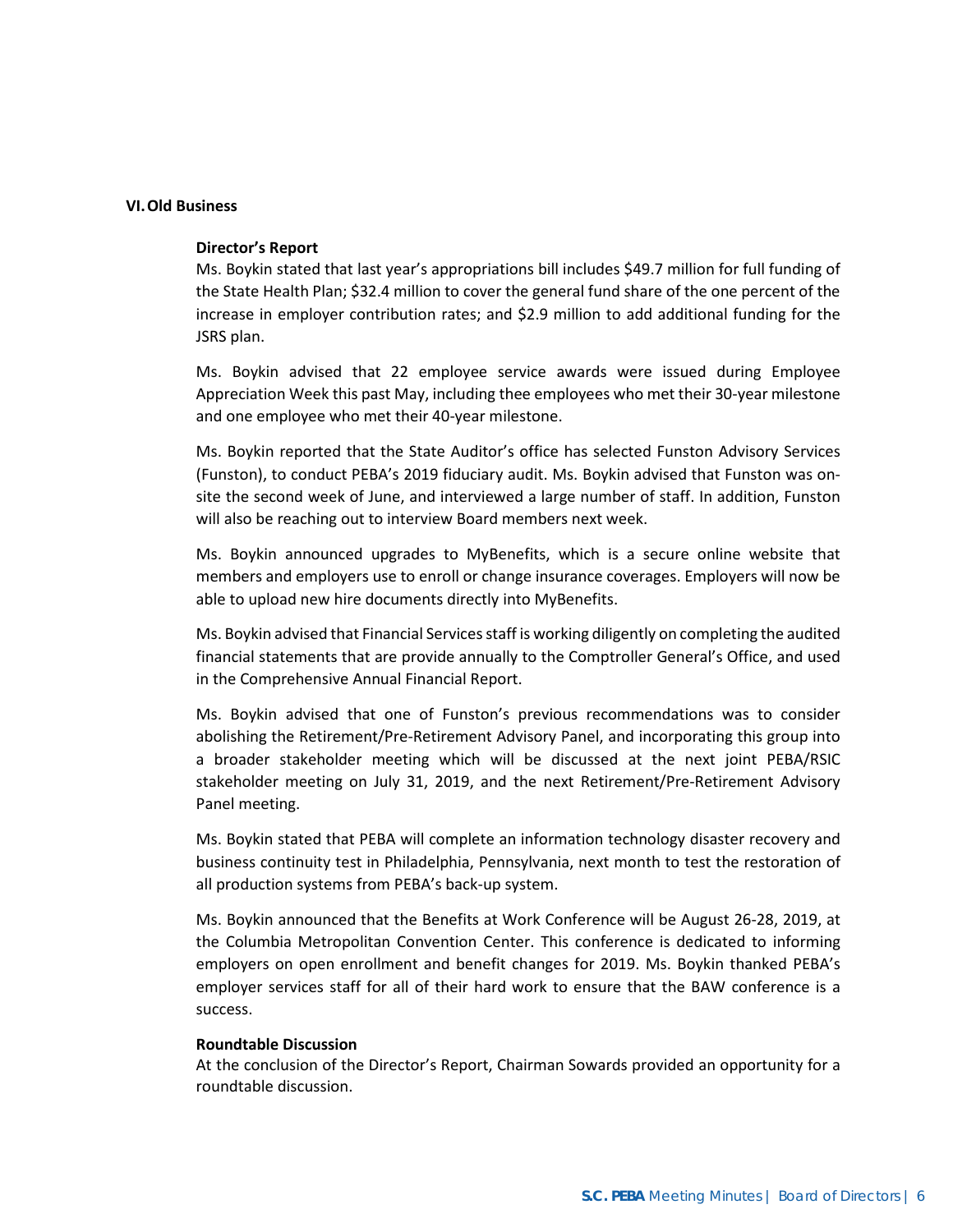## VI. Old Business

**Director's Report**

Ms. Boykin stated that last year's appropriations bill includes $49.7 million for full funding of the State Health Plan; $32.4 million to cover the general fund share of the one percent of the increase in employer contribution rates; and $2.9 million to add additional funding for the JSRS plan.

Ms. Boykin advised that 22 employee service awards were issued during Employee Appreciation Week this past May, including thee employees who met their 30-year milestone and one employee who met their 40-year milestone.

Ms. Boykin reported that the State Auditor's office has selected Funston Advisory Services (Funston), to conduct PEBA's 2019 fiduciary audit. Ms. Boykin advised that Funston was on-site the second week of June, and interviewed a large number of staff. In addition, Funston will also be reaching out to interview Board members next week.

Ms. Boykin announced upgrades to MyBenefits, which is a secure online website that members and employers use to enroll or change insurance coverages. Employers will now be able to upload new hire documents directly into MyBenefits.

Ms. Boykin advised that Financial Services staff is working diligently on completing the audited financial statements that are provide annually to the Comptroller General's Office, and used in the Comprehensive Annual Financial Report.

Ms. Boykin advised that one of Funston's previous recommendations was to consider abolishing the Retirement/Pre-Retirement Advisory Panel, and incorporating this group into a broader stakeholder meeting which will be discussed at the next joint PEBA/RSIC stakeholder meeting on July 31, 2019, and the next Retirement/Pre-Retirement Advisory Panel meeting.

Ms. Boykin stated that PEBA will complete an information technology disaster recovery and business continuity test in Philadelphia, Pennsylvania, next month to test the restoration of all production systems from PEBA's back-up system.

Ms. Boykin announced that the Benefits at Work Conference will be August 26-28, 2019, at the Columbia Metropolitan Convention Center. This conference is dedicated to informing employers on open enrollment and benefit changes for 2019. Ms. Boykin thanked PEBA's employer services staff for all of their hard work to ensure that the BAW conference is a success.

**Roundtable Discussion**

At the conclusion of the Director's Report, Chairman Sowards provided an opportunity for a roundtable discussion.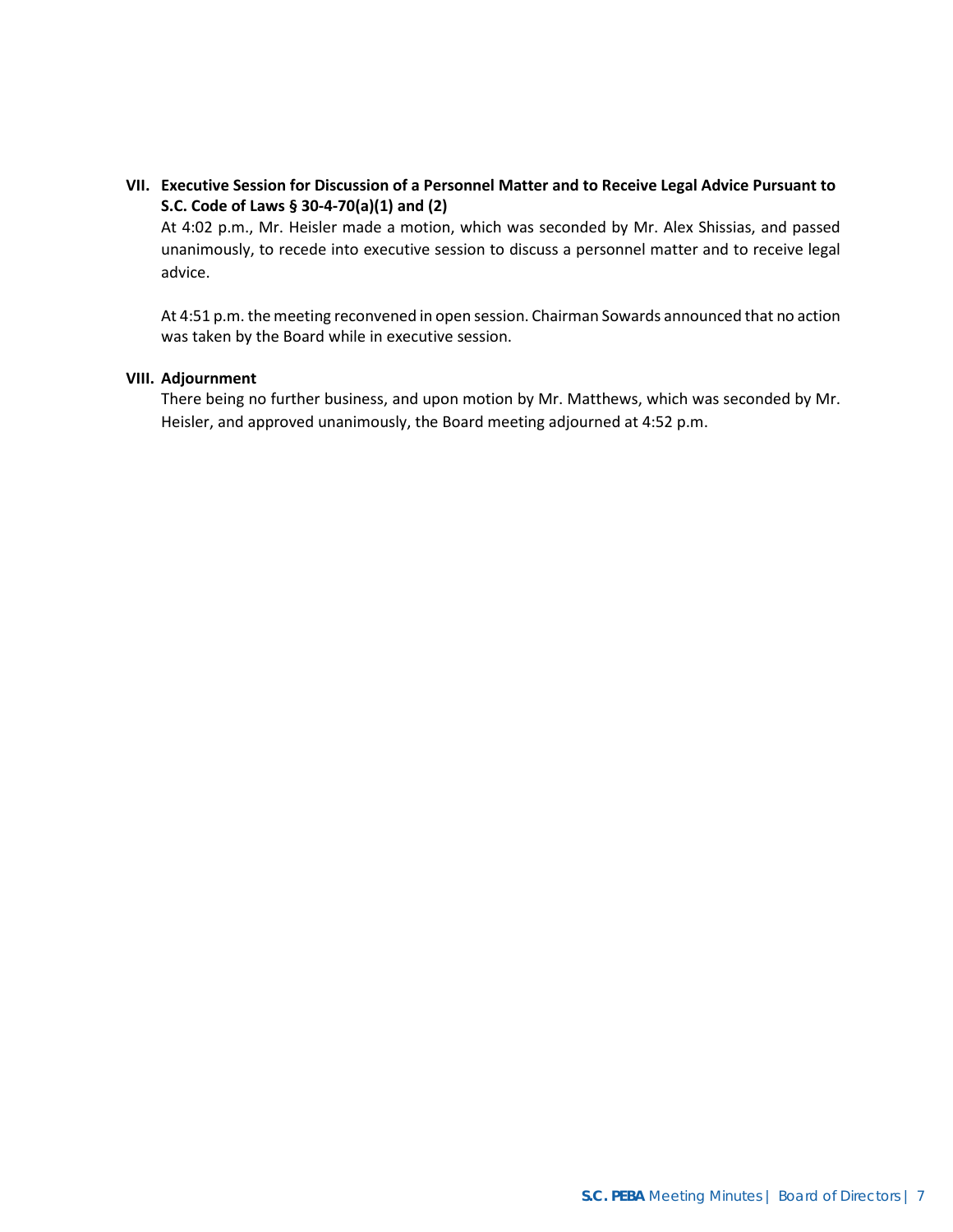**VII. Executive Session for Discussion of a Personnel Matter and to Receive Legal Advice Pursuant to S.C. Code of Laws § 30-4-70(a)(1) and (2)**

At 4:02 p.m., Mr. Heisler made a motion, which was seconded by Mr. Alex Shissias, and passed unanimously, to recede into executive session to discuss a personnel matter and to receive legal advice.

At 4:51 p.m. the meeting reconvened in open session. Chairman Sowards announced that no action was taken by the Board while in executive session.

**VIII. Adjournment**

There being no further business, and upon motion by Mr. Matthews, which was seconded by Mr. Heisler, and approved unanimously, the Board meeting adjourned at 4:52 p.m.